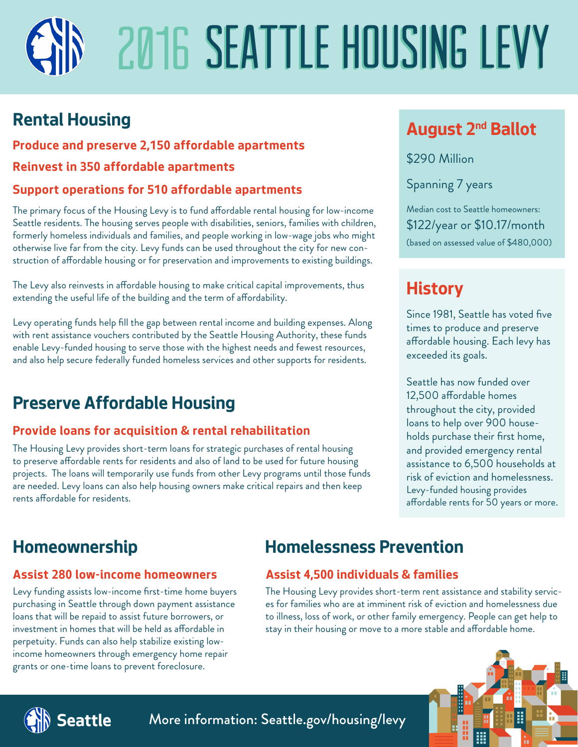# 2016 SEATTLE HOUSING LEVY

## Rental Housing

### Produce and preserve 2,150 affordable apartments

### Reinvest in 350 affordable apartments

### Support operations for 510 affordable apartments

The primary focus of the Housing Levy is to fund affordable rental housing for low-income Seattle residents. The housing serves people with disabilities, seniors, families with children, formerly homeless individuals and families, and people working in low-wage jobs who might otherwise live far from the city. Levy funds can be used throughout the city for new construction of affordable housing or for preservation and improvements to existing buildings.

The Levy also reinvests in affordable housing to make critical capital improvements, thus extending the useful life of the building and the term of affordability.

Levy operating funds help fill the gap between rental income and building expenses. Along with rent assistance vouchers contributed by the Seattle Housing Authority, these funds enable Levy-funded housing to serve those with the highest needs and fewest resources, and also help secure federally funded homeless services and other supports for residents.

## August 2nd Ballot

$290 Million

Spanning 7 years

Median cost to Seattle homeowners:

$122/year or $10.17/month

(based on assessed value of $480,000)

## History

Since 1981, Seattle has voted five times to produce and preserve affordable housing. Each levy has exceeded its goals.

Seattle has now funded over 12,500 affordable homes throughout the city, provided loans to help over 900 households purchase their first home, and provided emergency rental assistance to 6,500 households at risk of eviction and homelessness. Levy-funded housing provides affordable rents for 50 years or more.

## Preserve Affordable Housing

### Provide loans for acquisition & rental rehabilitation

The Housing Levy provides short-term loans for strategic purchases of rental housing to preserve affordable rents for residents and also of land to be used for future housing projects. The loans will temporarily use funds from other Levy programs until those funds are needed. Levy loans can also help housing owners make critical repairs and then keep rents affordable for residents.

## Homeownership

### Assist 280 low-income homeowners

Levy funding assists low-income first-time home buyers purchasing in Seattle through down payment assistance loans that will be repaid to assist future borrowers, or investment in homes that will be held as affordable in perpetuity. Funds can also help stabilize existing low-income homeowners through emergency home repair grants or one-time loans to prevent foreclosure.

## Homelessness Prevention

### Assist 4,500 individuals & families

The Housing Levy provides short-term rent assistance and stability services for families who are at imminent risk of eviction and homelessness due to illness, loss of work, or other family emergency. People can get help to stay in their housing or move to a more stable and affordable home.

Seattle

More information: Seattle.gov/housing/levy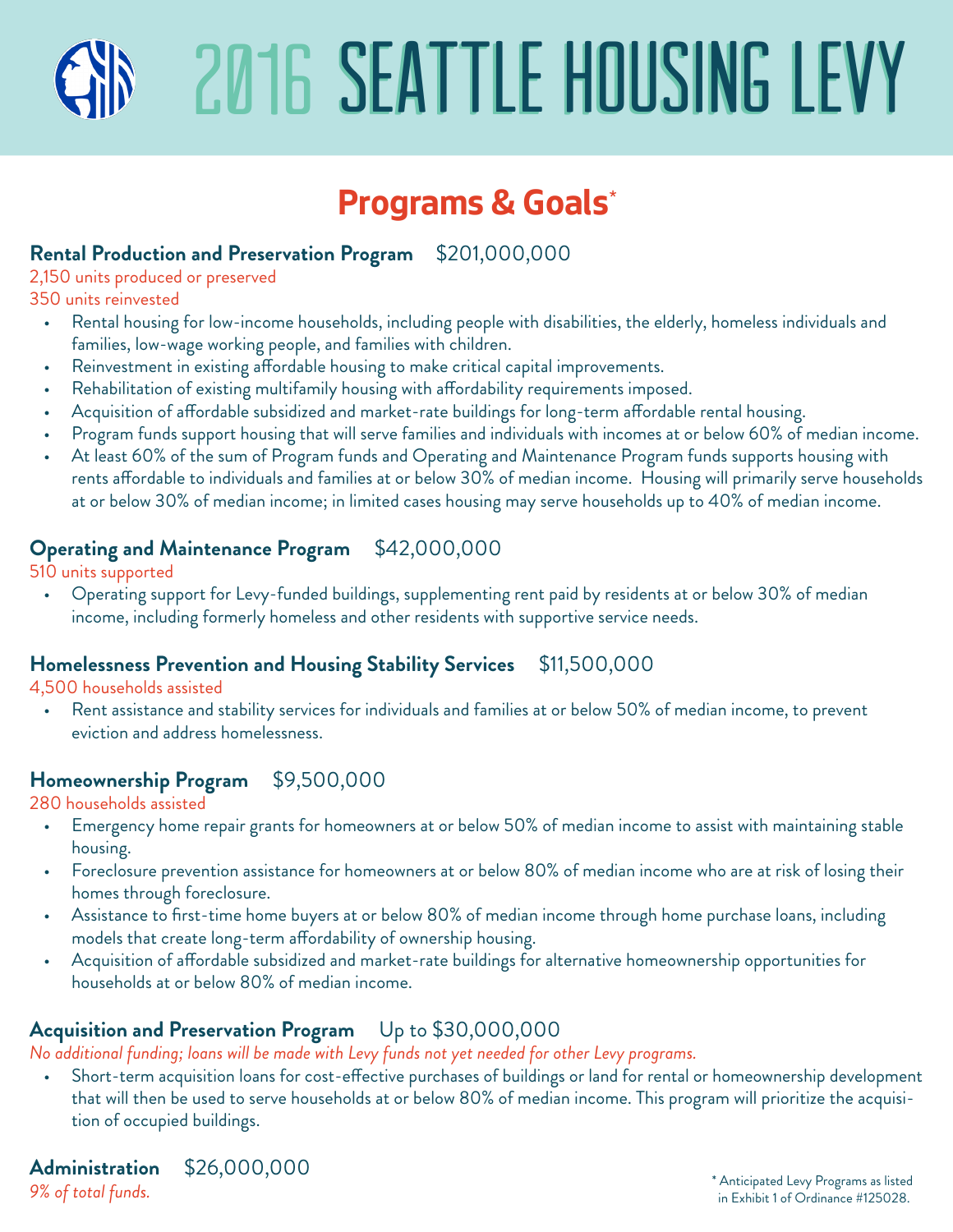# 2016 SEATTLE HOUSING LEVY

## Programs & Goals*

**Rental Production and Preservation Program** $201,000,000

2,150 units produced or preserved
350 units reinvested

- Rental housing for low-income households, including people with disabilities, the elderly, homeless individuals and families, low-wage working people, and families with children.
- Reinvestment in existing affordable housing to make critical capital improvements.
- Rehabilitation of existing multifamily housing with affordability requirements imposed.
- Acquisition of affordable subsidized and market-rate buildings for long-term affordable rental housing.
- Program funds support housing that will serve families and individuals with incomes at or below 60% of median income.
- At least 60% of the sum of Program funds and Operating and Maintenance Program funds supports housing with rents affordable to individuals and families at or below 30% of median income. Housing will primarily serve households at or below 30% of median income; in limited cases housing may serve households up to 40% of median income.

**Operating and Maintenance Program** $42,000,000

510 units supported

- Operating support for Levy-funded buildings, supplementing rent paid by residents at or below 30% of median income, including formerly homeless and other residents with supportive service needs.

**Homelessness Prevention and Housing Stability Services** $11,500,000

4,500 households assisted

- Rent assistance and stability services for individuals and families at or below 50% of median income, to prevent eviction and address homelessness.

**Homeownership Program** $9,500,000

280 households assisted

- Emergency home repair grants for homeowners at or below 50% of median income to assist with maintaining stable housing.
- Foreclosure prevention assistance for homeowners at or below 80% of median income who are at risk of losing their homes through foreclosure.
- Assistance to first-time home buyers at or below 80% of median income through home purchase loans, including models that create long-term affordability of ownership housing.
- Acquisition of affordable subsidized and market-rate buildings for alternative homeownership opportunities for households at or below 80% of median income.

**Acquisition and Preservation Program** Up to $30,000,000

*No additional funding; loans will be made with Levy funds not yet needed for other Levy programs.*

- Short-term acquisition loans for cost-effective purchases of buildings or land for rental or homeownership development that will then be used to serve households at or below 80% of median income. This program will prioritize the acquisition of occupied buildings.

**Administration** $26,000,000

*9% of total funds.*

\* Anticipated Levy Programs as listed in Exhibit 1 of Ordinance #125028.